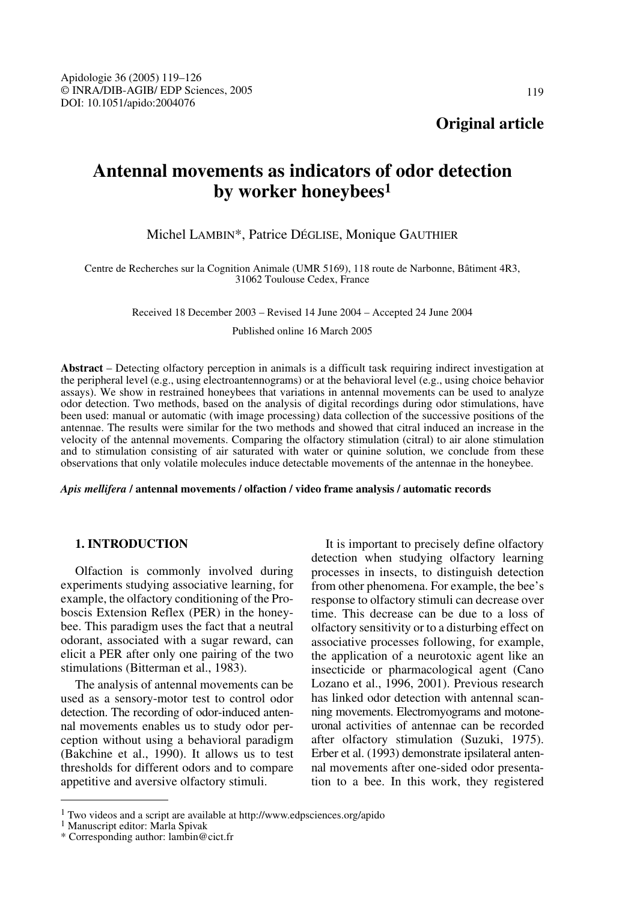Apidologie 36 (2005) 119–126
© INRA/DIB-AGIB/ EDP Sciences, 2005
DOI: 10.1051/apido:2004076

**Original article**

# Antennal movements as indicators of odor detection by worker honeybees[1]

Michel LAMBIN*, Patrice DÉGLISE, Monique GAUTHIER

Centre de Recherches sur la Cognition Animale (UMR 5169), 118 route de Narbonne, Bâtiment 4R3, 31062 Toulouse Cedex, France

Received 18 December 2003 – Revised 14 June 2004 – Accepted 24 June 2004

Published online 16 March 2005

**Abstract** – Detecting olfactory perception in animals is a difficult task requiring indirect investigation at the peripheral level (e.g., using electroantennograms) or at the behavioral level (e.g., using choice behavior assays). We show in restrained honeybees that variations in antennal movements can be used to analyze odor detection. Two methods, based on the analysis of digital recordings during odor stimulations, have been used: manual or automatic (with image processing) data collection of the successive positions of the antennae. The results were similar for the two methods and showed that citral induced an increase in the velocity of the antennal movements. Comparing the olfactory stimulation (citral) to air alone stimulation and to stimulation consisting of air saturated with water or quinine solution, we conclude from these observations that only volatile molecules induce detectable movements of the antennae in the honeybee.

***Apis mellifera*** **/ antennal movements / olfaction / video frame analysis / automatic records**

## 1. INTRODUCTION

Olfaction is commonly involved during experiments studying associative learning, for example, the olfactory conditioning of the Proboscis Extension Reflex (PER) in the honeybee. This paradigm uses the fact that a neutral odorant, associated with a sugar reward, can elicit a PER after only one pairing of the two stimulations (Bitterman et al., 1983).

The analysis of antennal movements can be used as a sensory-motor test to control odor detection. The recording of odor-induced antennal movements enables us to study odor perception without using a behavioral paradigm (Bakchine et al., 1990). It allows us to test thresholds for different odors and to compare appetitive and aversive olfactory stimuli.

It is important to precisely define olfactory detection when studying olfactory learning processes in insects, to distinguish detection from other phenomena. For example, the bee's response to olfactory stimuli can decrease over time. This decrease can be due to a loss of olfactory sensitivity or to a disturbing effect on associative processes following, for example, the application of a neurotoxic agent like an insecticide or pharmacological agent (Cano Lozano et al., 1996, 2001). Previous research has linked odor detection with antennal scanning movements. Electromyograms and motoneuronal activities of antennae can be recorded after olfactory stimulation (Suzuki, 1975). Erber et al. (1993) demonstrate ipsilateral antennal movements after one-sided odor presentation to a bee. In this work, they registered

---

[1] Two videos and a script are available at http://www.edpsciences.org/apido
[1] Manuscript editor: Marla Spivak
* Corresponding author: lambin@cict.fr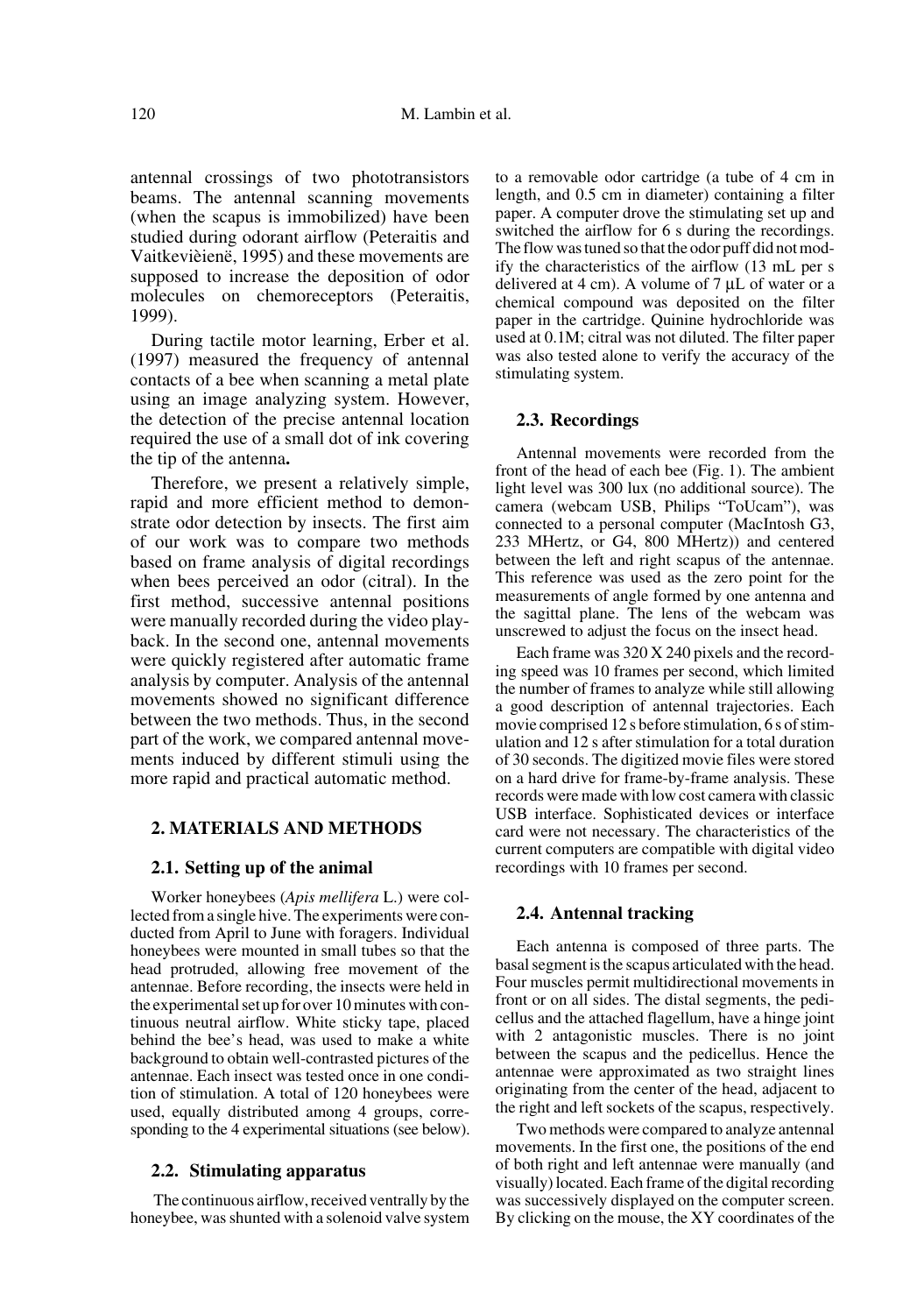antennal crossings of two phototransistors beams. The antennal scanning movements (when the scapus is immobilized) have been studied during odorant airflow (Peteraitis and Vaitkevièienë, 1995) and these movements are supposed to increase the deposition of odor molecules on chemoreceptors (Peteraitis, 1999).

During tactile motor learning, Erber et al. (1997) measured the frequency of antennal contacts of a bee when scanning a metal plate using an image analyzing system. However, the detection of the precise antennal location required the use of a small dot of ink covering the tip of the antenna**.**

Therefore, we present a relatively simple, rapid and more efficient method to demonstrate odor detection by insects. The first aim of our work was to compare two methods based on frame analysis of digital recordings when bees perceived an odor (citral). In the first method, successive antennal positions were manually recorded during the video playback. In the second one, antennal movements were quickly registered after automatic frame analysis by computer. Analysis of the antennal movements showed no significant difference between the two methods. Thus, in the second part of the work, we compared antennal movements induced by different stimuli using the more rapid and practical automatic method.

## 2. MATERIALS AND METHODS

### 2.1. Setting up of the animal

Worker honeybees (*Apis mellifera* L.) were collected from a single hive. The experiments were conducted from April to June with foragers. Individual honeybees were mounted in small tubes so that the head protruded, allowing free movement of the antennae. Before recording, the insects were held in the experimental set up for over 10 minutes with continuous neutral airflow. White sticky tape, placed behind the bee's head, was used to make a white background to obtain well-contrasted pictures of the antennae. Each insect was tested once in one condition of stimulation. A total of 120 honeybees were used, equally distributed among 4 groups, corresponding to the 4 experimental situations (see below).

### 2.2. Stimulating apparatus

The continuous airflow, received ventrally by the honeybee, was shunted with a solenoid valve system to a removable odor cartridge (a tube of 4 cm in length, and 0.5 cm in diameter) containing a filter paper. A computer drove the stimulating set up and switched the airflow for 6 s during the recordings. The flow was tuned so that the odor puff did not modify the characteristics of the airflow (13 mL per s delivered at 4 cm). A volume of 7 µL of water or a chemical compound was deposited on the filter paper in the cartridge. Quinine hydrochloride was used at 0.1M; citral was not diluted. The filter paper was also tested alone to verify the accuracy of the stimulating system.

### 2.3. Recordings

Antennal movements were recorded from the front of the head of each bee (Fig. 1). The ambient light level was 300 lux (no additional source). The camera (webcam USB, Philips "ToUcam"), was connected to a personal computer (MacIntosh G3, 233 MHertz, or G4, 800 MHertz)) and centered between the left and right scapus of the antennae. This reference was used as the zero point for the measurements of angle formed by one antenna and the sagittal plane. The lens of the webcam was unscrewed to adjust the focus on the insect head.

Each frame was 320 X 240 pixels and the recording speed was 10 frames per second, which limited the number of frames to analyze while still allowing a good description of antennal trajectories. Each movie comprised 12 s before stimulation, 6 s of stimulation and 12 s after stimulation for a total duration of 30 seconds. The digitized movie files were stored on a hard drive for frame-by-frame analysis. These records were made with low cost camera with classic USB interface. Sophisticated devices or interface card were not necessary. The characteristics of the current computers are compatible with digital video recordings with 10 frames per second.

### 2.4. Antennal tracking

Each antenna is composed of three parts. The basal segment is the scapus articulated with the head. Four muscles permit multidirectional movements in front or on all sides. The distal segments, the pedicellus and the attached flagellum, have a hinge joint with 2 antagonistic muscles. There is no joint between the scapus and the pedicellus. Hence the antennae were approximated as two straight lines originating from the center of the head, adjacent to the right and left sockets of the scapus, respectively.

Two methods were compared to analyze antennal movements. In the first one, the positions of the end of both right and left antennae were manually (and visually) located. Each frame of the digital recording was successively displayed on the computer screen. By clicking on the mouse, the XY coordinates of the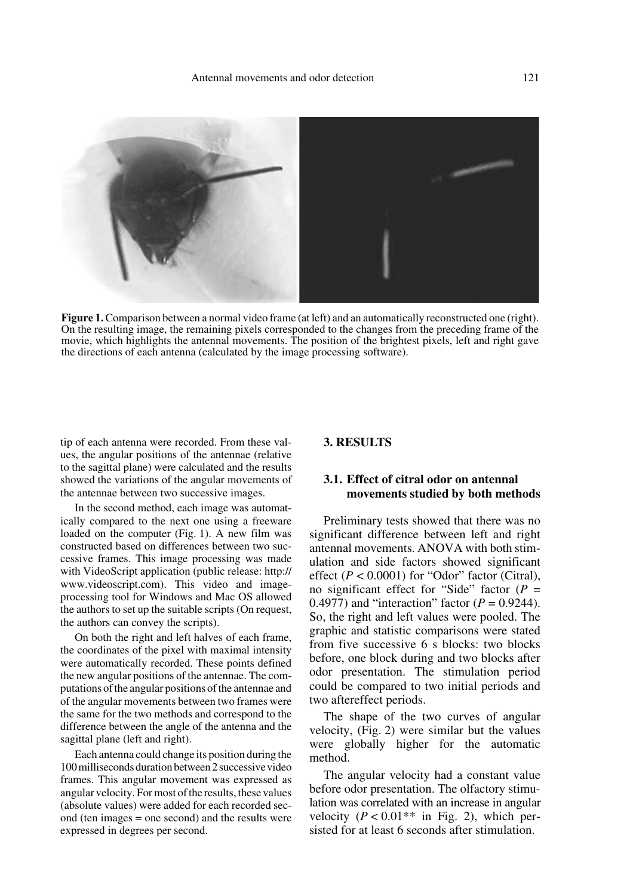**Figure 1.** Comparison between a normal video frame (at left) and an automatically reconstructed one (right). On the resulting image, the remaining pixels corresponded to the changes from the preceding frame of the movie, which highlights the antennal movements. The position of the brightest pixels, left and right gave the directions of each antenna (calculated by the image processing software).

tip of each antenna were recorded. From these values, the angular positions of the antennae (relative to the sagittal plane) were calculated and the results showed the variations of the angular movements of the antennae between two successive images.

In the second method, each image was automatically compared to the next one using a freeware loaded on the computer (Fig. 1). A new film was constructed based on differences between two successive frames. This image processing was made with VideoScript application (public release: http://www.videoscript.com). This video and image-processing tool for Windows and Mac OS allowed the authors to set up the suitable scripts (On request, the authors can convey the scripts).

On both the right and left halves of each frame, the coordinates of the pixel with maximal intensity were automatically recorded. These points defined the new angular positions of the antennae. The computations of the angular positions of the antennae and of the angular movements between two frames were the same for the two methods and correspond to the difference between the angle of the antenna and the sagittal plane (left and right).

Each antenna could change its position during the 100 milliseconds duration between 2 successive video frames. This angular movement was expressed as angular velocity. For most of the results, these values (absolute values) were added for each recorded second (ten images = one second) and the results were expressed in degrees per second.

## 3. RESULTS

### 3.1. Effect of citral odor on antennal movements studied by both methods

Preliminary tests showed that there was no significant difference between left and right antennal movements. ANOVA with both stimulation and side factors showed significant effect ($P < 0.0001$) for "Odor" factor (Citral), no significant effect for "Side" factor ($P = 0.4977$) and "interaction" factor ($P = 0.9244$). So, the right and left values were pooled. The graphic and statistic comparisons were stated from five successive 6 s blocks: two blocks before, one block during and two blocks after odor presentation. The stimulation period could be compared to two initial periods and two aftereffect periods.

The shape of the two curves of angular velocity, (Fig. 2) were similar but the values were globally higher for the automatic method.

The angular velocity had a constant value before odor presentation. The olfactory stimulation was correlated with an increase in angular velocity ($P < 0.01$** in Fig. 2), which persisted for at least 6 seconds after stimulation.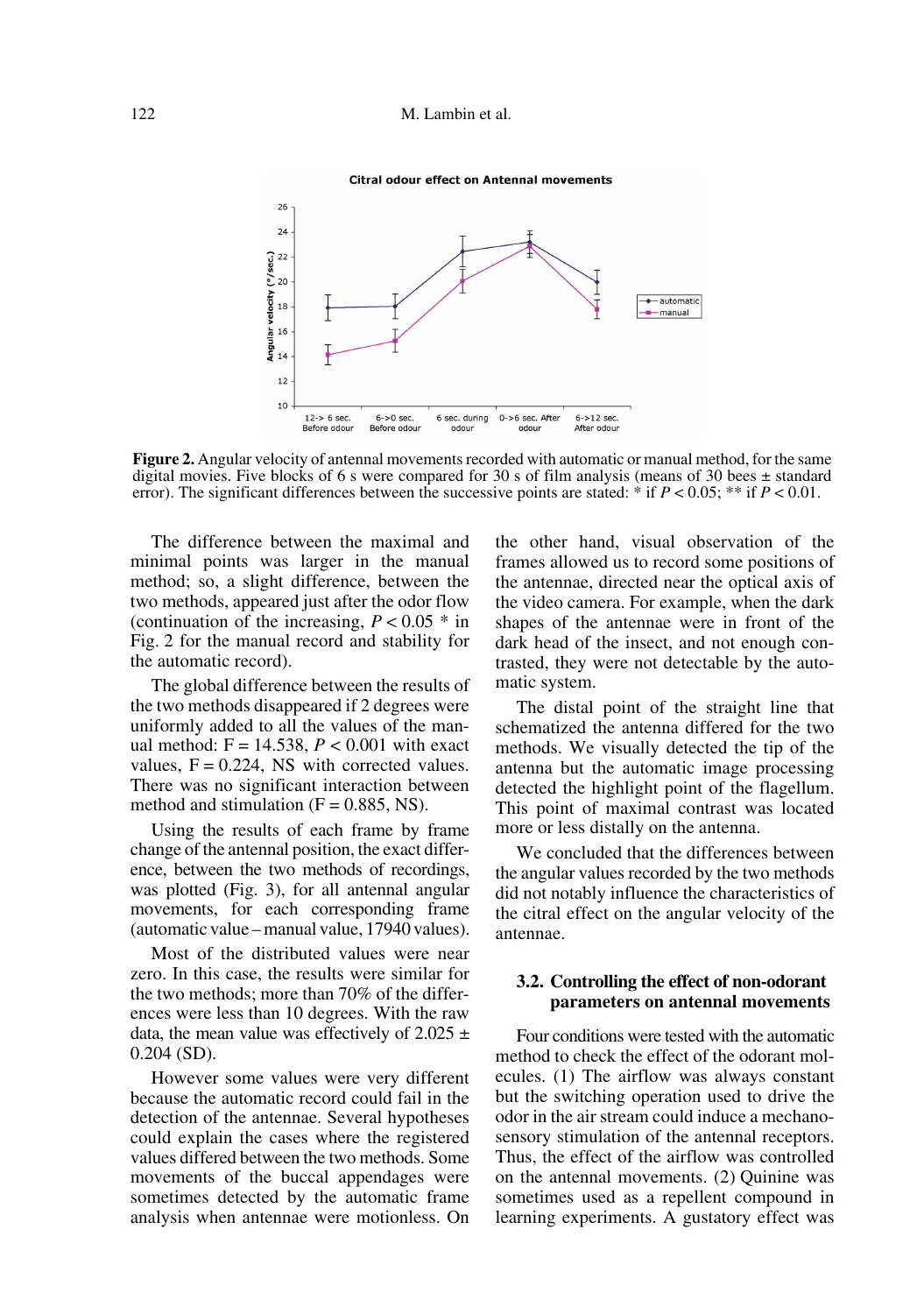**Figure 2.** Angular velocity of antennal movements recorded with automatic or manual method, for the same digital movies. Five blocks of 6 s were compared for 30 s of film analysis (means of 30 bees ± standard error). The significant differences between the successive points are stated: * if $P < 0.05$; ** if $P < 0.01$.

The difference between the maximal and minimal points was larger in the manual method; so, a slight difference, between the two methods, appeared just after the odor flow (continuation of the increasing, $P < 0.05$ * in Fig. 2 for the manual record and stability for the automatic record).

The global difference between the results of the two methods disappeared if 2 degrees were uniformly added to all the values of the manual method: F = 14.538, $P < 0.001$ with exact values, F = 0.224, NS with corrected values. There was no significant interaction between method and stimulation (F = 0.885, NS).

Using the results of each frame by frame change of the antennal position, the exact difference, between the two methods of recordings, was plotted (Fig. 3), for all antennal angular movements, for each corresponding frame (automatic value – manual value, 17940 values).

Most of the distributed values were near zero. In this case, the results were similar for the two methods; more than 70% of the differences were less than 10 degrees. With the raw data, the mean value was effectively of 2.025 ± 0.204 (SD).

However some values were very different because the automatic record could fail in the detection of the antennae. Several hypotheses could explain the cases where the registered values differed between the two methods. Some movements of the buccal appendages were sometimes detected by the automatic frame analysis when antennae were motionless. On the other hand, visual observation of the frames allowed us to record some positions of the antennae, directed near the optical axis of the video camera. For example, when the dark shapes of the antennae were in front of the dark head of the insect, and not enough contrasted, they were not detectable by the automatic system.

The distal point of the straight line that schematized the antenna differed for the two methods. We visually detected the tip of the antenna but the automatic image processing detected the highlight point of the flagellum. This point of maximal contrast was located more or less distally on the antenna.

We concluded that the differences between the angular values recorded by the two methods did not notably influence the characteristics of the citral effect on the angular velocity of the antennae.

### 3.2. Controlling the effect of non-odorant parameters on antennal movements

Four conditions were tested with the automatic method to check the effect of the odorant molecules. (1) The airflow was always constant but the switching operation used to drive the odor in the air stream could induce a mechanosensory stimulation of the antennal receptors. Thus, the effect of the airflow was controlled on the antennal movements. (2) Quinine was sometimes used as a repellent compound in learning experiments. A gustatory effect was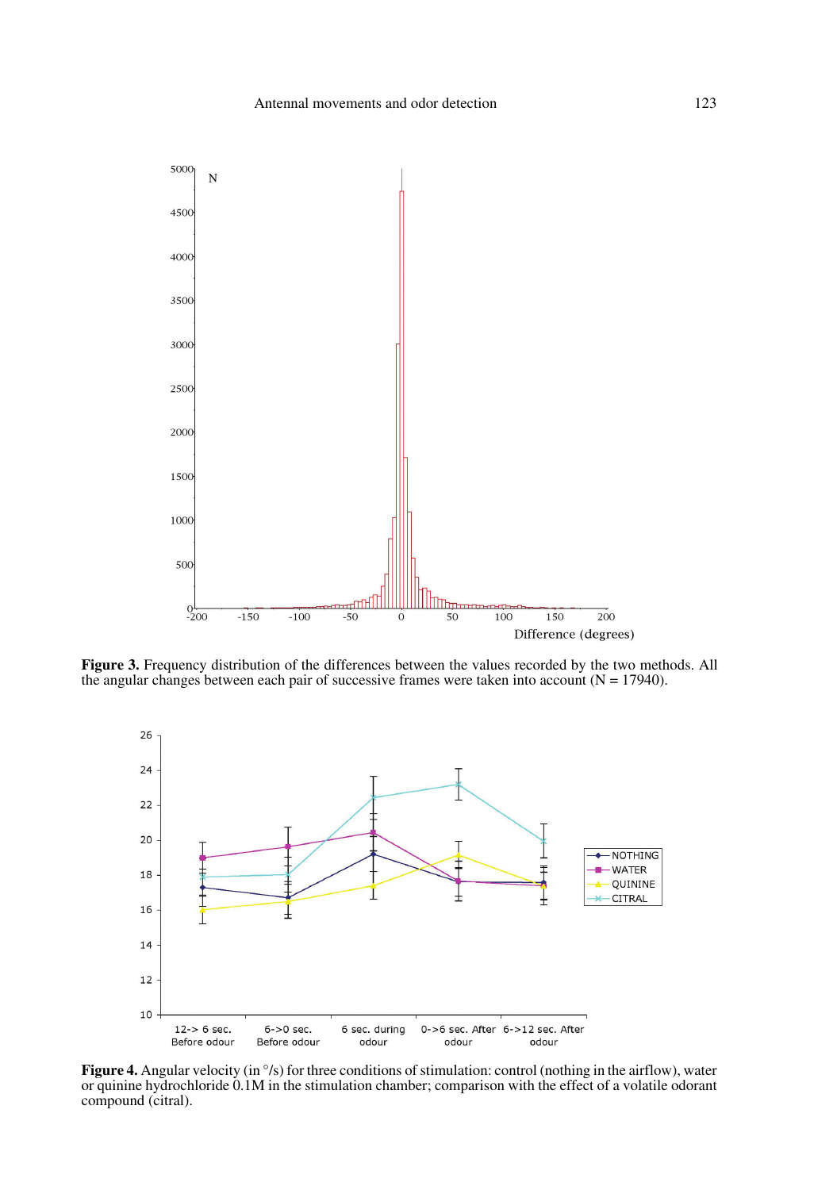**Figure 3.** Frequency distribution of the differences between the values recorded by the two methods. All the angular changes between each pair of successive frames were taken into account (N = 17940).

**Figure 4.** Angular velocity (in °/s) for three conditions of stimulation: control (nothing in the airflow), water or quinine hydrochloride 0.1M in the stimulation chamber; comparison with the effect of a volatile odorant compound (citral).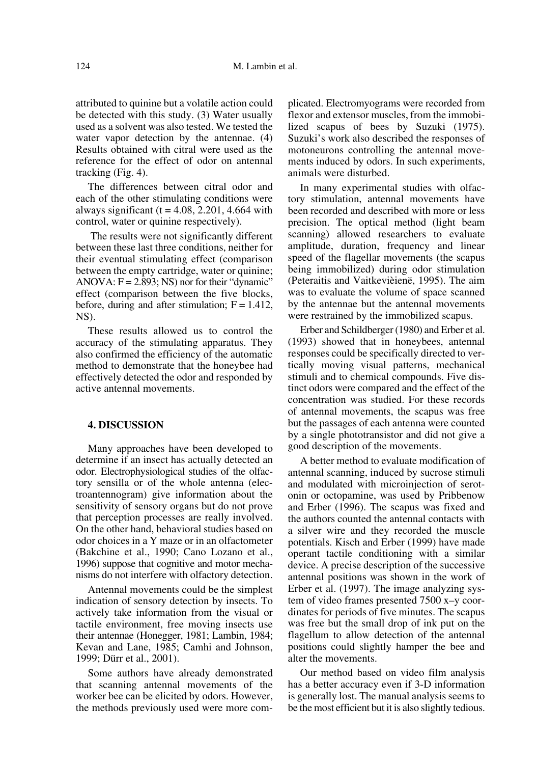attributed to quinine but a volatile action could be detected with this study. (3) Water usually used as a solvent was also tested. We tested the water vapor detection by the antennae. (4) Results obtained with citral were used as the reference for the effect of odor on antennal tracking (Fig. 4).

The differences between citral odor and each of the other stimulating conditions were always significant ($t = 4.08$, $2.201$, $4.664$ with control, water or quinine respectively).

The results were not significantly different between these last three conditions, neither for their eventual stimulating effect (comparison between the empty cartridge, water or quinine; ANOVA: $F = 2.893$; NS) nor for their "dynamic" effect (comparison between the five blocks, before, during and after stimulation; $F = 1.412$, NS).

These results allowed us to control the accuracy of the stimulating apparatus. They also confirmed the efficiency of the automatic method to demonstrate that the honeybee had effectively detected the odor and responded by active antennal movements.

## 4. DISCUSSION

Many approaches have been developed to determine if an insect has actually detected an odor. Electrophysiological studies of the olfactory sensilla or of the whole antenna (electroantennogram) give information about the sensitivity of sensory organs but do not prove that perception processes are really involved. On the other hand, behavioral studies based on odor choices in a Y maze or in an olfactometer (Bakchine et al., 1990; Cano Lozano et al., 1996) suppose that cognitive and motor mechanisms do not interfere with olfactory detection.

Antennal movements could be the simplest indication of sensory detection by insects. To actively take information from the visual or tactile environment, free moving insects use their antennae (Honegger, 1981; Lambin, 1984; Kevan and Lane, 1985; Camhi and Johnson, 1999; Dürr et al., 2001).

Some authors have already demonstrated that scanning antennal movements of the worker bee can be elicited by odors. However, the methods previously used were more complicated. Electromyograms were recorded from flexor and extensor muscles, from the immobilized scapus of bees by Suzuki (1975). Suzuki's work also described the responses of motoneurons controlling the antennal movements induced by odors. In such experiments, animals were disturbed.

In many experimental studies with olfactory stimulation, antennal movements have been recorded and described with more or less precision. The optical method (light beam scanning) allowed researchers to evaluate amplitude, duration, frequency and linear speed of the flagellar movements (the scapus being immobilized) during odor stimulation (Peteraitis and Vaitkevièienë, 1995). The aim was to evaluate the volume of space scanned by the antennae but the antennal movements were restrained by the immobilized scapus.

Erber and Schildberger (1980) and Erber et al. (1993) showed that in honeybees, antennal responses could be specifically directed to vertically moving visual patterns, mechanical stimuli and to chemical compounds. Five distinct odors were compared and the effect of the concentration was studied. For these records of antennal movements, the scapus was free but the passages of each antenna were counted by a single phototransistor and did not give a good description of the movements.

A better method to evaluate modification of antennal scanning, induced by sucrose stimuli and modulated with microinjection of serotonin or octopamine, was used by Pribbenow and Erber (1996). The scapus was fixed and the authors counted the antennal contacts with a silver wire and they recorded the muscle potentials. Kisch and Erber (1999) have made operant tactile conditioning with a similar device. A precise description of the successive antennal positions was shown in the work of Erber et al. (1997). The image analyzing system of video frames presented 7500 x–y coordinates for periods of five minutes. The scapus was free but the small drop of ink put on the flagellum to allow detection of the antennal positions could slightly hamper the bee and alter the movements.

Our method based on video film analysis has a better accuracy even if 3-D information is generally lost. The manual analysis seems to be the most efficient but it is also slightly tedious.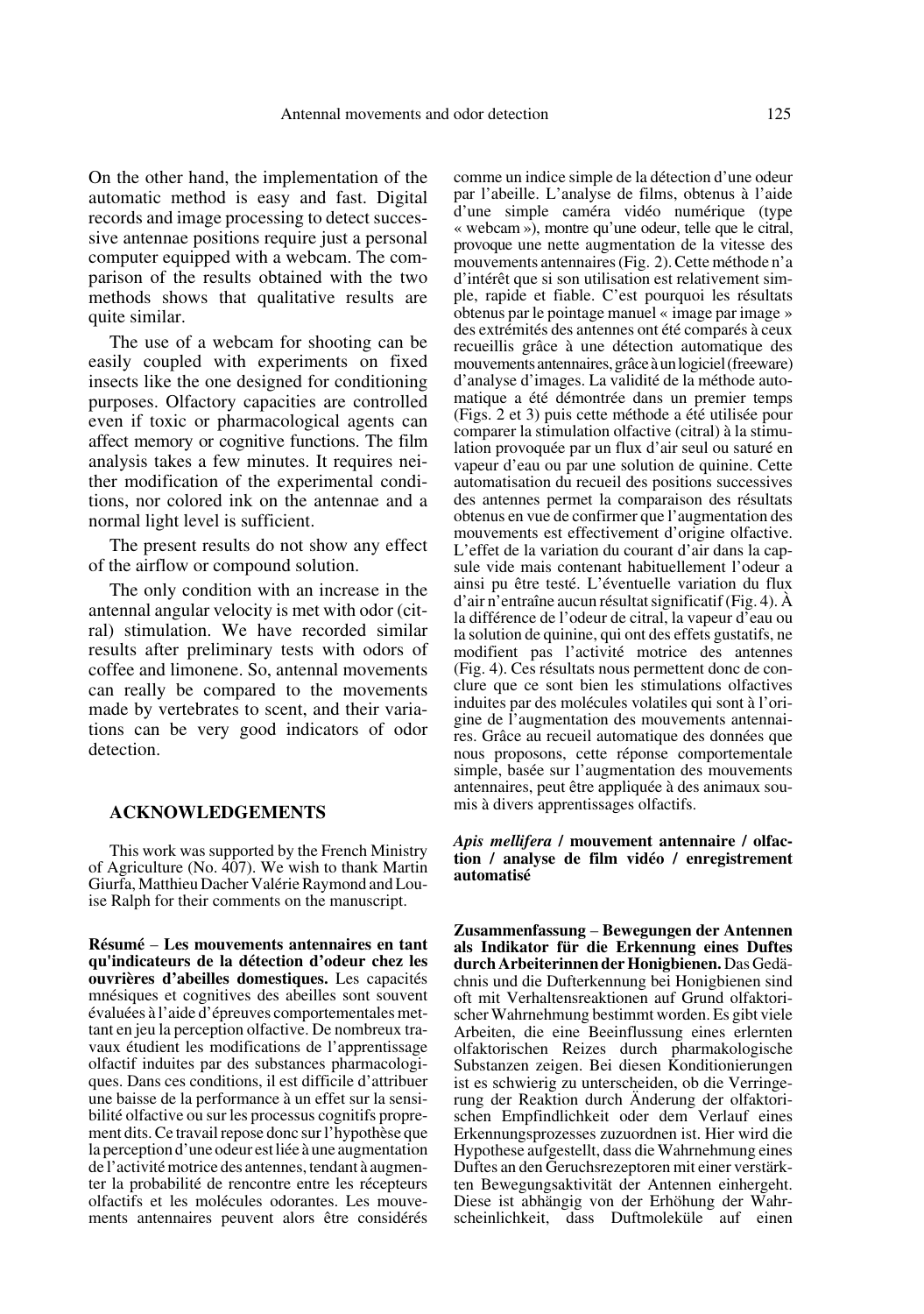On the other hand, the implementation of the automatic method is easy and fast. Digital records and image processing to detect successive antennae positions require just a personal computer equipped with a webcam. The comparison of the results obtained with the two methods shows that qualitative results are quite similar.

The use of a webcam for shooting can be easily coupled with experiments on fixed insects like the one designed for conditioning purposes. Olfactory capacities are controlled even if toxic or pharmacological agents can affect memory or cognitive functions. The film analysis takes a few minutes. It requires neither modification of the experimental conditions, nor colored ink on the antennae and a normal light level is sufficient.

The present results do not show any effect of the airflow or compound solution.

The only condition with an increase in the antennal angular velocity is met with odor (citral) stimulation. We have recorded similar results after preliminary tests with odors of coffee and limonene. So, antennal movements can really be compared to the movements made by vertebrates to scent, and their variations can be very good indicators of odor detection.

## ACKNOWLEDGEMENTS

This work was supported by the French Ministry of Agriculture (No. 407). We wish to thank Martin Giurfa, Matthieu Dacher Valérie Raymond and Louise Ralph for their comments on the manuscript.

**Résumé** – **Les mouvements antennaires en tant qu'indicateurs de la détection d'odeur chez les ouvrières d'abeilles domestiques.** Les capacités mnésiques et cognitives des abeilles sont souvent évaluées à l'aide d'épreuves comportementales mettant en jeu la perception olfactive. De nombreux travaux étudient les modifications de l'apprentissage olfactif induites par des substances pharmacologiques. Dans ces conditions, il est difficile d'attribuer une baisse de la performance à un effet sur la sensibilité olfactive ou sur les processus cognitifs proprement dits. Ce travail repose donc sur l'hypothèse que la perception d'une odeur est liée à une augmentation de l'activité motrice des antennes, tendant à augmenter la probabilité de rencontre entre les récepteurs olfactifs et les molécules odorantes. Les mouvements antennaires peuvent alors être considérés comme un indice simple de la détection d'une odeur par l'abeille. L'analyse de films, obtenus à l'aide d'une simple caméra vidéo numérique (type « webcam »), montre qu'une odeur, telle que le citral, provoque une nette augmentation de la vitesse des mouvements antennaires (Fig. 2). Cette méthode n'a d'intérêt que si son utilisation est relativement simple, rapide et fiable. C'est pourquoi les résultats obtenus par le pointage manuel « image par image » des extrémités des antennes ont été comparés à ceux recueillis grâce à une détection automatique des mouvements antennaires, grâce à un logiciel (freeware) d'analyse d'images. La validité de la méthode automatique a été démontrée dans un premier temps (Figs. 2 et 3) puis cette méthode a été utilisée pour comparer la stimulation olfactive (citral) à la stimulation provoquée par un flux d'air seul ou saturé en vapeur d'eau ou par une solution de quinine. Cette automatisation du recueil des positions successives des antennes permet la comparaison des résultats obtenus en vue de confirmer que l'augmentation des mouvements est effectivement d'origine olfactive. L'effet de la variation du courant d'air dans la capsule vide mais contenant habituellement l'odeur a ainsi pu être testé. L'éventuelle variation du flux d'air n'entraîne aucun résultat significatif (Fig. 4). À la différence de l'odeur de citral, la vapeur d'eau ou la solution de quinine, qui ont des effets gustatifs, ne modifient pas l'activité motrice des antennes (Fig. 4). Ces résultats nous permettent donc de conclure que ce sont bien les stimulations olfactives induites par des molécules volatiles qui sont à l'origine de l'augmentation des mouvements antennaires. Grâce au recueil automatique des données que nous proposons, cette réponse comportementale simple, basée sur l'augmentation des mouvements antennaires, peut être appliquée à des animaux soumis à divers apprentissages olfactifs.

***Apis mellifera*** **/ mouvement antennaire / olfaction / analyse de film vidéo / enregistrement automatisé**

**Zusammenfassung** – **Bewegungen der Antennen als Indikator für die Erkennung eines Duftes durch Arbeiterinnen der Honigbienen.** Das Gedächnis und die Dufterkennung bei Honigbienen sind oft mit Verhaltensreaktionen auf Grund olfaktorischer Wahrnehmung bestimmt worden. Es gibt viele Arbeiten, die eine Beeinflussung eines erlernten olfaktorischen Reizes durch pharmakologische Substanzen zeigen. Bei diesen Konditionierungen ist es schwierig zu unterscheiden, ob die Verringerung der Reaktion durch Änderung der olfaktorischen Empfindlichkeit oder dem Verlauf eines Erkennungsprozesses zuzuordnen ist. Hier wird die Hypothese aufgestellt, dass die Wahrnehmung eines Duftes an den Geruchsrezeptoren mit einer verstärkten Bewegungsaktivität der Antennen einhergeht. Diese ist abhängig von der Erhöhung der Wahrscheinlichkeit, dass Duftmoleküle auf einen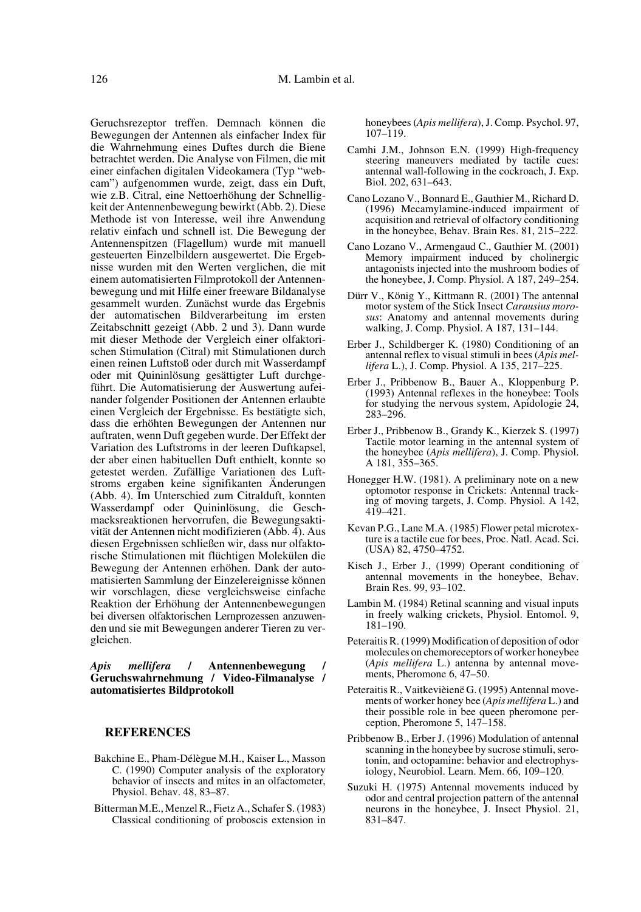Geruchsrezeptor treffen. Demnach können die Bewegungen der Antennen als einfacher Index für die Wahrnehmung eines Duftes durch die Biene betrachtet werden. Die Analyse von Filmen, die mit einer einfachen digitalen Videokamera (Typ "webcam") aufgenommen wurde, zeigt, dass ein Duft, wie z.B. Citral, eine Nettoerhöhung der Schnelligkeit der Antennenbewegung bewirkt (Abb. 2). Diese Methode ist von Interesse, weil ihre Anwendung relativ einfach und schnell ist. Die Bewegung der Antennenspitzen (Flagellum) wurde mit manuell gesteuerten Einzelbildern ausgewertet. Die Ergebnisse wurden mit den Werten verglichen, die mit einem automatisierten Filmprotokoll der Antennenbewegung und mit Hilfe einer freeware Bildanalyse gesammelt wurden. Zunächst wurde das Ergebnis der automatischen Bildverarbeitung im ersten Zeitabschnitt gezeigt (Abb. 2 und 3). Dann wurde mit dieser Methode der Vergleich einer olfaktorischen Stimulation (Citral) mit Stimulationen durch einen reinen Luftstoß oder durch mit Wasserdampf oder mit Quininlösung gesättigter Luft durchgeführt. Die Automatisierung der Auswertung aufeinander folgender Positionen der Antennen erlaubte einen Vergleich der Ergebnisse. Es bestätigte sich, dass die erhöhten Bewegungen der Antennen nur auftraten, wenn Duft gegeben wurde. Der Effekt der Variation des Luftstroms in der leeren Duftkapsel, der aber einen habituellen Duft enthielt, konnte so getestet werden. Zufällige Variationen des Luftstroms ergaben keine signifikanten Änderungen (Abb. 4). Im Unterschied zum Citralduft, konnten Wasserdampf oder Quininlösung, die Geschmacksreaktionen hervorrufen, die Bewegungsaktivität der Antennen nicht modifizieren (Abb. 4). Aus diesen Ergebnissen schließen wir, dass nur olfaktorische Stimulationen mit flüchtigen Molekülen die Bewegung der Antennen erhöhen. Dank der automatisierten Sammlung der Einzelereignisse können wir vorschlagen, diese vergleichsweise einfache Reaktion der Erhöhung der Antennenbewegungen bei diversen olfaktorischen Lernprozessen anzuwenden und sie mit Bewegungen anderer Tieren zu vergleichen.

***Apis mellifera* / Antennenbewegung / Geruchswahrnehmung / Video-Filmanalyse / automatisiertes Bildprotokoll**

## REFERENCES

Bakchine E., Pham-Délègue M.H., Kaiser L., Masson C. (1990) Computer analysis of the exploratory behavior of insects and mites in an olfactometer, Physiol. Behav. 48, 83–87.

Bitterman M.E., Menzel R., Fietz A., Schafer S. (1983) Classical conditioning of proboscis extension in honeybees (*Apis mellifera*), J. Comp. Psychol. 97, 107–119.

Camhi J.M., Johnson E.N. (1999) High-frequency steering maneuvers mediated by tactile cues: antennal wall-following in the cockroach, J. Exp. Biol. 202, 631–643.

Cano Lozano V., Bonnard E., Gauthier M., Richard D. (1996) Mecamylamine-induced impairment of acquisition and retrieval of olfactory conditioning in the honeybee, Behav. Brain Res. 81, 215–222.

Cano Lozano V., Armengaud C., Gauthier M. (2001) Memory impairment induced by cholinergic antagonists injected into the mushroom bodies of the honeybee, J. Comp. Physiol. A 187, 249–254.

Dürr V., König Y., Kittmann R. (2001) The antennal motor system of the Stick Insect *Carausius morosus*: Anatomy and antennal movements during walking, J. Comp. Physiol. A 187, 131–144.

Erber J., Schildberger K. (1980) Conditioning of an antennal reflex to visual stimuli in bees (*Apis mellifera* L.), J. Comp. Physiol. A 135, 217–225.

Erber J., Pribbenow B., Bauer A., Kloppenburg P. (1993) Antennal reflexes in the honeybee: Tools for studying the nervous system, Apidologie 24, 283–296.

Erber J., Pribbenow B., Grandy K., Kierzek S. (1997) Tactile motor learning in the antennal system of the honeybee (*Apis mellifera*), J. Comp. Physiol. A 181, 355–365.

Honegger H.W. (1981). A preliminary note on a new optomotor response in Crickets: Antennal tracking of moving targets, J. Comp. Physiol. A 142, 419–421.

Kevan P.G., Lane M.A. (1985) Flower petal microtexture is a tactile cue for bees, Proc. Natl. Acad. Sci. (USA) 82, 4750–4752.

Kisch J., Erber J., (1999) Operant conditioning of antennal movements in the honeybee, Behav. Brain Res. 99, 93–102.

Lambin M. (1984) Retinal scanning and visual inputs in freely walking crickets, Physiol. Entomol. 9, 181–190.

Peteraitis R. (1999) Modification of deposition of odor molecules on chemoreceptors of worker honeybee (*Apis mellifera* L.) antenna by antennal movements, Pheromone 6, 47–50.

Peteraitis R., Vaitkevièienë G. (1995) Antennal movements of worker honey bee (*Apis mellifera* L.) and their possible role in bee queen pheromone perception, Pheromone 5, 147–158.

Pribbenow B., Erber J. (1996) Modulation of antennal scanning in the honeybee by sucrose stimuli, serotonin, and octopamine: behavior and electrophysiology, Neurobiol. Learn. Mem. 66, 109–120.

Suzuki H. (1975) Antennal movements induced by odor and central projection pattern of the antennal neurons in the honeybee, J. Insect Physiol. 21, 831–847.